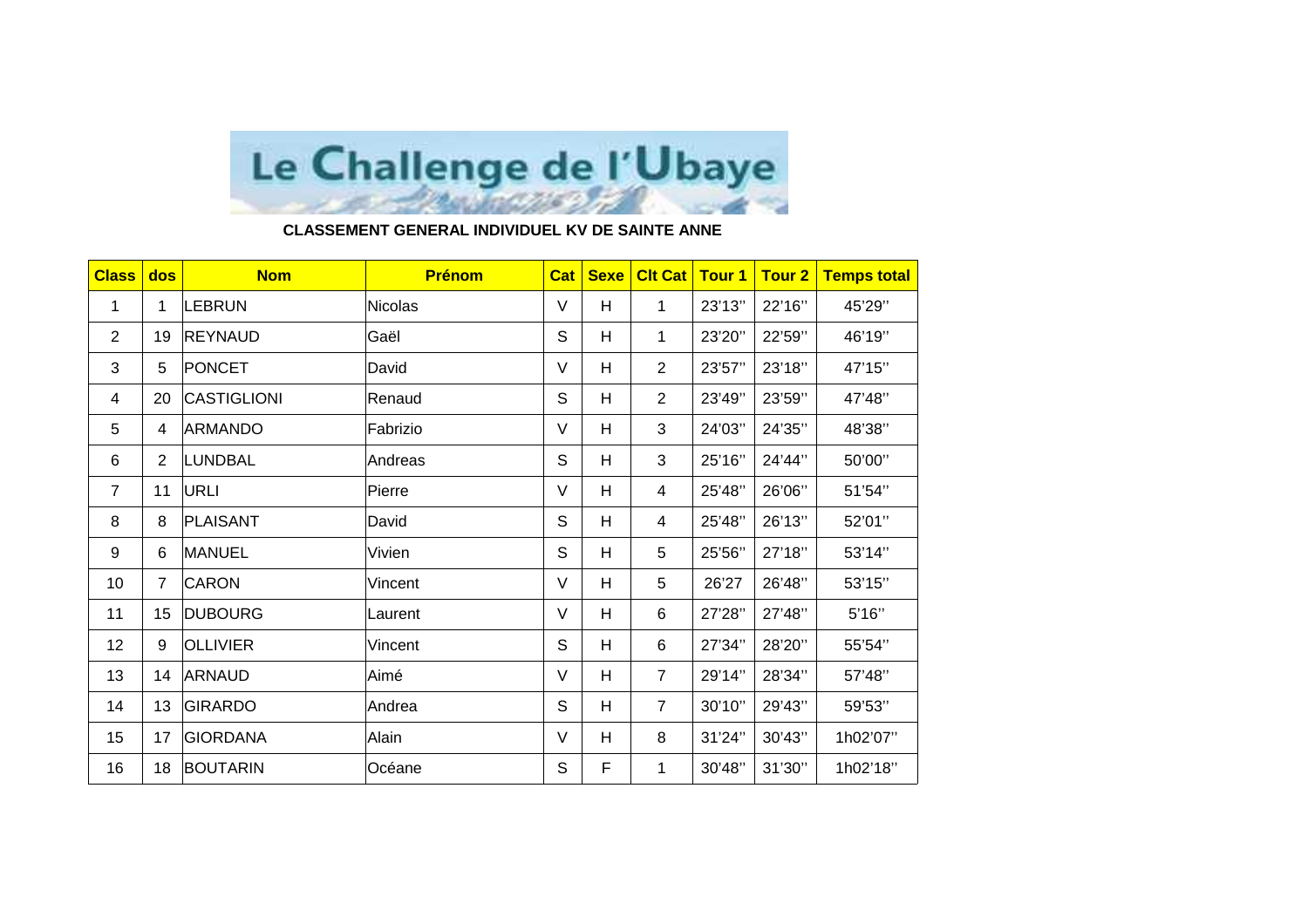# Le Challenge de l'Ubaye

**CLASSEMENT GENERAL INDIVIDUEL KV DE SAINTE ANNE**

| Class | dos | Nom | Prénom | Cat | Sexe | Clt Cat | Tour 1 | Tour 2 | Temps total |
|---|---|---|---|---|---|---|---|---|---|
| 1 | 1 | LEBRUN | Nicolas | V | H | 1 | 23'13'' | 22'16'' | 45'29'' |
| 2 | 19 | REYNAUD | Gaël | S | H | 1 | 23'20'' | 22'59'' | 46'19'' |
| 3 | 5 | PONCET | David | V | H | 2 | 23'57'' | 23'18'' | 47'15'' |
| 4 | 20 | CASTIGLIONI | Renaud | S | H | 2 | 23'49'' | 23'59'' | 47'48'' |
| 5 | 4 | ARMANDO | Fabrizio | V | H | 3 | 24'03'' | 24'35'' | 48'38'' |
| 6 | 2 | LUNDBAL | Andreas | S | H | 3 | 25'16'' | 24'44'' | 50'00'' |
| 7 | 11 | URLI | Pierre | V | H | 4 | 25'48'' | 26'06'' | 51'54'' |
| 8 | 8 | PLAISANT | David | S | H | 4 | 25'48'' | 26'13'' | 52'01'' |
| 9 | 6 | MANUEL | Vivien | S | H | 5 | 25'56'' | 27'18'' | 53'14'' |
| 10 | 7 | CARON | Vincent | V | H | 5 | 26'27 | 26'48'' | 53'15'' |
| 11 | 15 | DUBOURG | Laurent | V | H | 6 | 27'28'' | 27'48'' | 5'16'' |
| 12 | 9 | OLLIVIER | Vincent | S | H | 6 | 27'34'' | 28'20'' | 55'54'' |
| 13 | 14 | ARNAUD | Aimé | V | H | 7 | 29'14'' | 28'34'' | 57'48'' |
| 14 | 13 | GIRARDO | Andrea | S | H | 7 | 30'10'' | 29'43'' | 59'53'' |
| 15 | 17 | GIORDANA | Alain | V | H | 8 | 31'24'' | 30'43'' | 1h02'07'' |
| 16 | 18 | BOUTARIN | Océane | S | F | 1 | 30'48'' | 31'30'' | 1h02'18'' |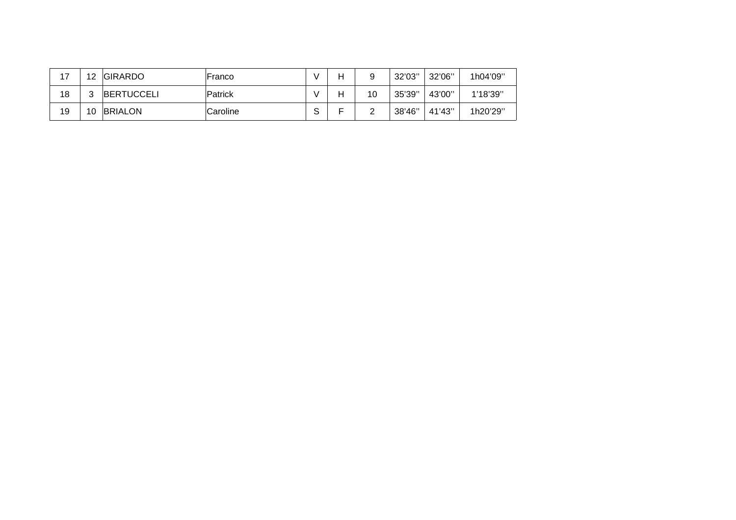| | | | | | | | | | |
|---|---|---|---|---|---|---|---|---|---|
| 17 | 12 | GIRARDO | Franco | V | H | 9 | 32’03’’ | 32’06’’ | 1h04’09’’ |
| 18 | 3 | BERTUCCELI | Patrick | V | H | 10 | 35’39’’ | 43’00’’ | 1’18’39’’ |
| 19 | 10 | BRIALON | Caroline | S | F | 2 | 38’46’’ | 41’43’’ | 1h20’29’’ |